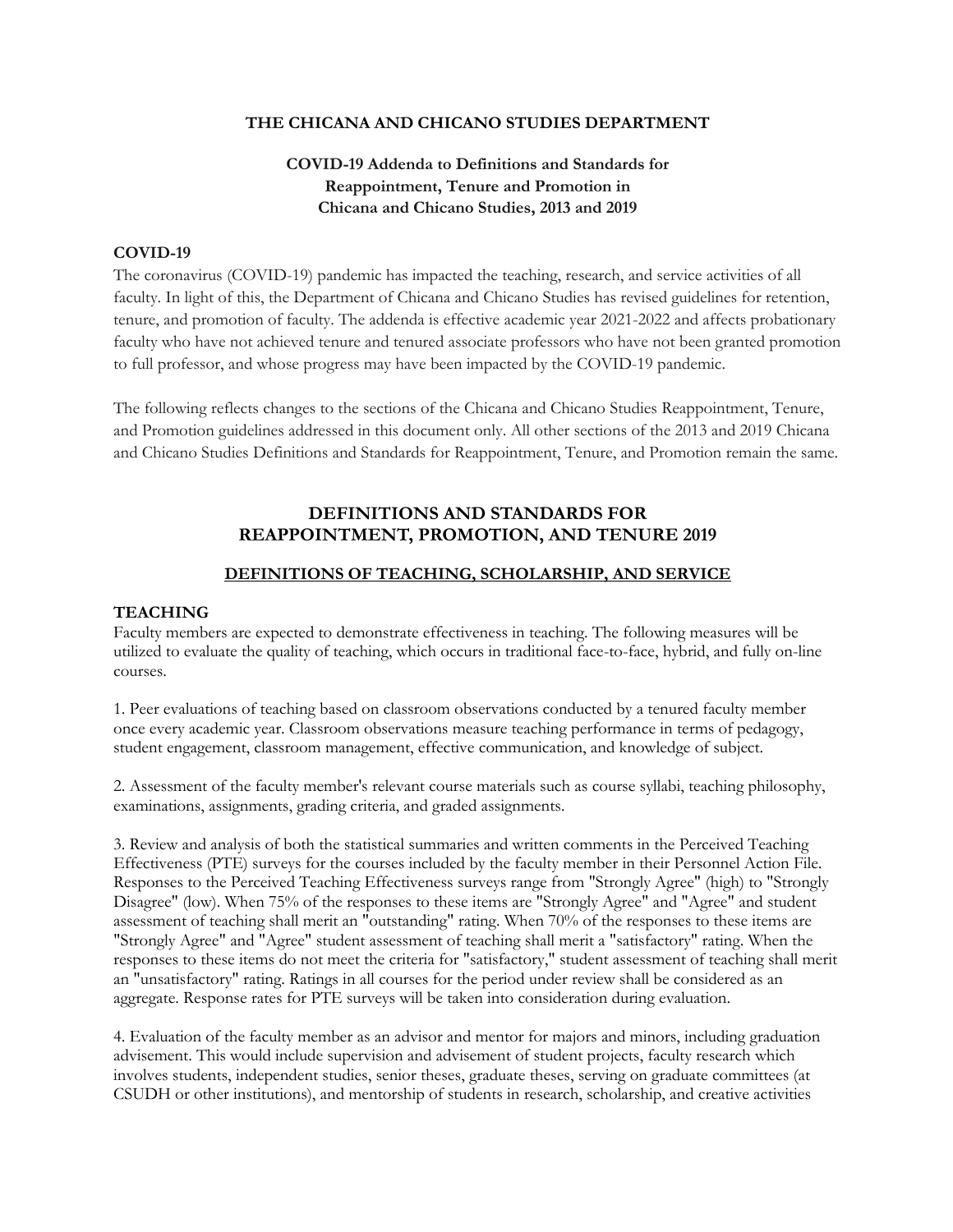**THE CHICANA AND CHICANO STUDIES DEPARTMENT**

**COVID-19 Addenda to Definitions and Standards for Reappointment, Tenure and Promotion in Chicana and Chicano Studies, 2013 and 2019**

### COVID-19

The coronavirus (COVID-19) pandemic has impacted the teaching, research, and service activities of all faculty. In light of this, the Department of Chicana and Chicano Studies has revised guidelines for retention, tenure, and promotion of faculty. The addenda is effective academic year 2021-2022 and affects probationary faculty who have not achieved tenure and tenured associate professors who have not been granted promotion to full professor, and whose progress may have been impacted by the COVID-19 pandemic.

The following reflects changes to the sections of the Chicana and Chicano Studies Reappointment, Tenure, and Promotion guidelines addressed in this document only. All other sections of the 2013 and 2019 Chicana and Chicano Studies Definitions and Standards for Reappointment, Tenure, and Promotion remain the same.

## DEFINITIONS AND STANDARDS FOR REAPPOINTMENT, PROMOTION, AND TENURE 2019

### DEFINITIONS OF TEACHING, SCHOLARSHIP, AND SERVICE

### TEACHING

Faculty members are expected to demonstrate effectiveness in teaching. The following measures will be utilized to evaluate the quality of teaching, which occurs in traditional face-to-face, hybrid, and fully on-line courses.

1. Peer evaluations of teaching based on classroom observations conducted by a tenured faculty member once every academic year. Classroom observations measure teaching performance in terms of pedagogy, student engagement, classroom management, effective communication, and knowledge of subject.

2. Assessment of the faculty member's relevant course materials such as course syllabi, teaching philosophy, examinations, assignments, grading criteria, and graded assignments.

3. Review and analysis of both the statistical summaries and written comments in the Perceived Teaching Effectiveness (PTE) surveys for the courses included by the faculty member in their Personnel Action File. Responses to the Perceived Teaching Effectiveness surveys range from "Strongly Agree" (high) to "Strongly Disagree" (low). When 75% of the responses to these items are "Strongly Agree" and "Agree" and student assessment of teaching shall merit an "outstanding" rating. When 70% of the responses to these items are "Strongly Agree" and "Agree" student assessment of teaching shall merit a "satisfactory" rating. When the responses to these items do not meet the criteria for "satisfactory," student assessment of teaching shall merit an "unsatisfactory" rating. Ratings in all courses for the period under review shall be considered as an aggregate. Response rates for PTE surveys will be taken into consideration during evaluation.

4. Evaluation of the faculty member as an advisor and mentor for majors and minors, including graduation advisement. This would include supervision and advisement of student projects, faculty research which involves students, independent studies, senior theses, graduate theses, serving on graduate committees (at CSUDH or other institutions), and mentorship of students in research, scholarship, and creative activities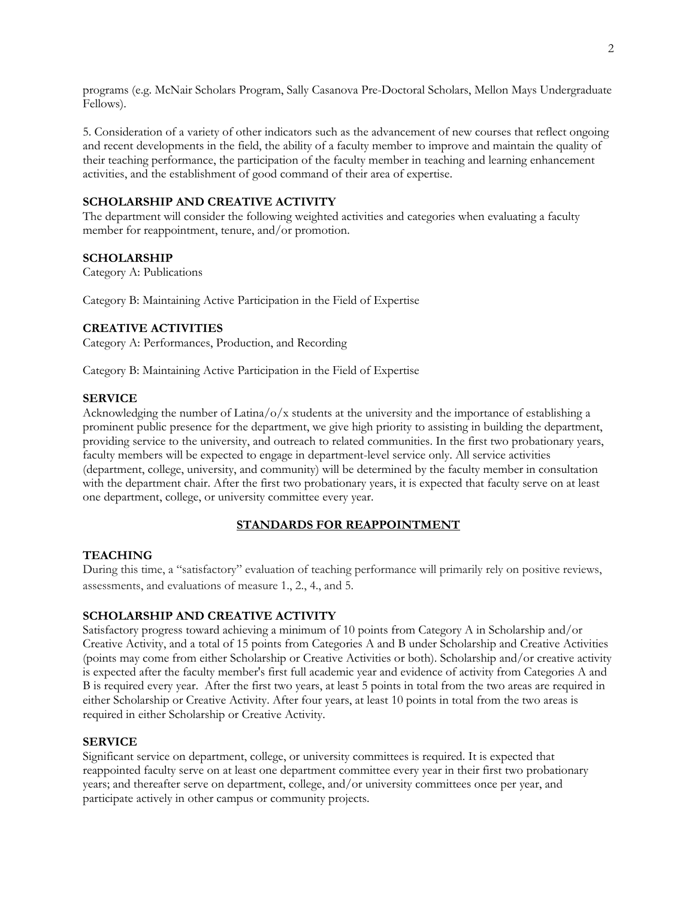programs (e.g. McNair Scholars Program, Sally Casanova Pre-Doctoral Scholars, Mellon Mays Undergraduate Fellows).

5. Consideration of a variety of other indicators such as the advancement of new courses that reflect ongoing and recent developments in the field, the ability of a faculty member to improve and maintain the quality of their teaching performance, the participation of the faculty member in teaching and learning enhancement activities, and the establishment of good command of their area of expertise.

### SCHOLARSHIP AND CREATIVE ACTIVITY

The department will consider the following weighted activities and categories when evaluating a faculty member for reappointment, tenure, and/or promotion.

### SCHOLARSHIP

Category A: Publications

Category B: Maintaining Active Participation in the Field of Expertise

### CREATIVE ACTIVITIES

Category A: Performances, Production, and Recording

Category B: Maintaining Active Participation in the Field of Expertise

### SERVICE

Acknowledging the number of Latina/o/x students at the university and the importance of establishing a prominent public presence for the department, we give high priority to assisting in building the department, providing service to the university, and outreach to related communities. In the first two probationary years, faculty members will be expected to engage in department-level service only. All service activities (department, college, university, and community) will be determined by the faculty member in consultation with the department chair. After the first two probationary years, it is expected that faculty serve on at least one department, college, or university committee every year.

## STANDARDS FOR REAPPOINTMENT

### TEACHING

During this time, a "satisfactory" evaluation of teaching performance will primarily rely on positive reviews, assessments, and evaluations of measure 1., 2., 4., and 5.

### SCHOLARSHIP AND CREATIVE ACTIVITY

Satisfactory progress toward achieving a minimum of 10 points from Category A in Scholarship and/or Creative Activity, and a total of 15 points from Categories A and B under Scholarship and Creative Activities (points may come from either Scholarship or Creative Activities or both). Scholarship and/or creative activity is expected after the faculty member's first full academic year and evidence of activity from Categories A and B is required every year. After the first two years, at least 5 points in total from the two areas are required in either Scholarship or Creative Activity. After four years, at least 10 points in total from the two areas is required in either Scholarship or Creative Activity.

### SERVICE

Significant service on department, college, or university committees is required. It is expected that reappointed faculty serve on at least one department committee every year in their first two probationary years; and thereafter serve on department, college, and/or university committees once per year, and participate actively in other campus or community projects.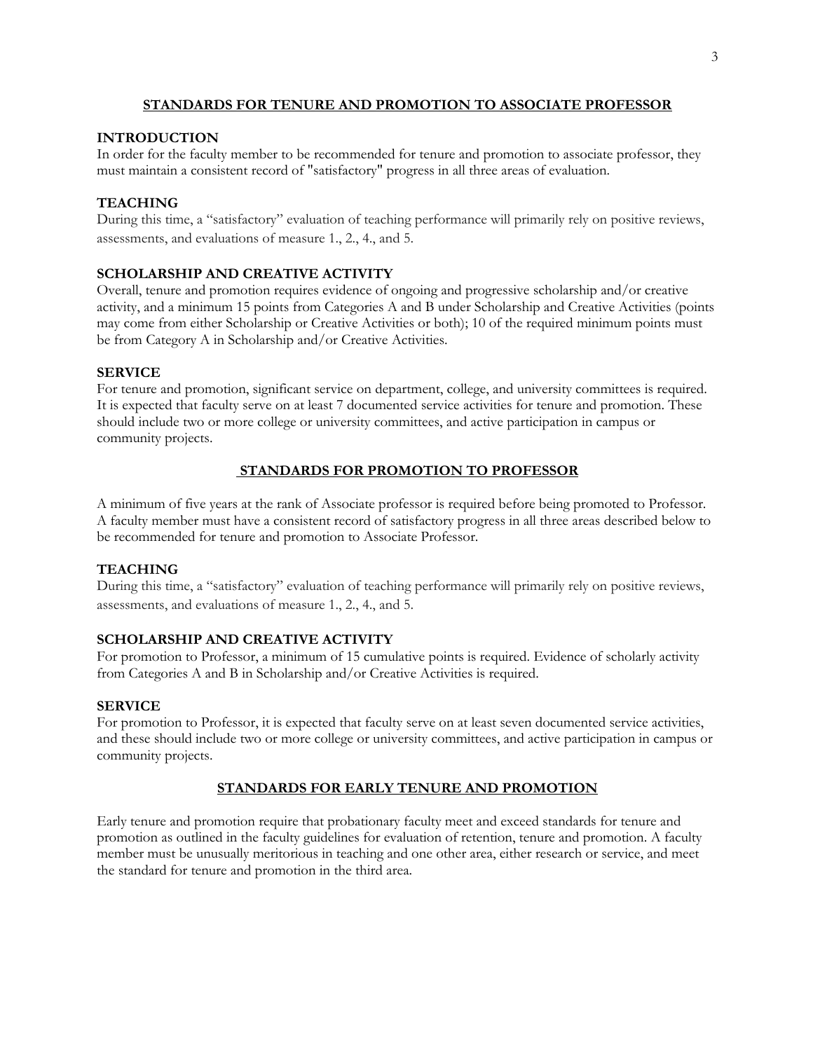## STANDARDS FOR TENURE AND PROMOTION TO ASSOCIATE PROFESSOR

### INTRODUCTION

In order for the faculty member to be recommended for tenure and promotion to associate professor, they must maintain a consistent record of "satisfactory" progress in all three areas of evaluation.

### TEACHING

During this time, a "satisfactory" evaluation of teaching performance will primarily rely on positive reviews, assessments, and evaluations of measure 1., 2., 4., and 5.

### SCHOLARSHIP AND CREATIVE ACTIVITY

Overall, tenure and promotion requires evidence of ongoing and progressive scholarship and/or creative activity, and a minimum 15 points from Categories A and B under Scholarship and Creative Activities (points may come from either Scholarship or Creative Activities or both); 10 of the required minimum points must be from Category A in Scholarship and/or Creative Activities.

### SERVICE

For tenure and promotion, significant service on department, college, and university committees is required. It is expected that faculty serve on at least 7 documented service activities for tenure and promotion. These should include two or more college or university committees, and active participation in campus or community projects.

## STANDARDS FOR PROMOTION TO PROFESSOR

A minimum of five years at the rank of Associate professor is required before being promoted to Professor. A faculty member must have a consistent record of satisfactory progress in all three areas described below to be recommended for tenure and promotion to Associate Professor.

### TEACHING

During this time, a "satisfactory" evaluation of teaching performance will primarily rely on positive reviews, assessments, and evaluations of measure 1., 2., 4., and 5.

### SCHOLARSHIP AND CREATIVE ACTIVITY

For promotion to Professor, a minimum of 15 cumulative points is required. Evidence of scholarly activity from Categories A and B in Scholarship and/or Creative Activities is required.

### SERVICE

For promotion to Professor, it is expected that faculty serve on at least seven documented service activities, and these should include two or more college or university committees, and active participation in campus or community projects.

## STANDARDS FOR EARLY TENURE AND PROMOTION

Early tenure and promotion require that probationary faculty meet and exceed standards for tenure and promotion as outlined in the faculty guidelines for evaluation of retention, tenure and promotion. A faculty member must be unusually meritorious in teaching and one other area, either research or service, and meet the standard for tenure and promotion in the third area.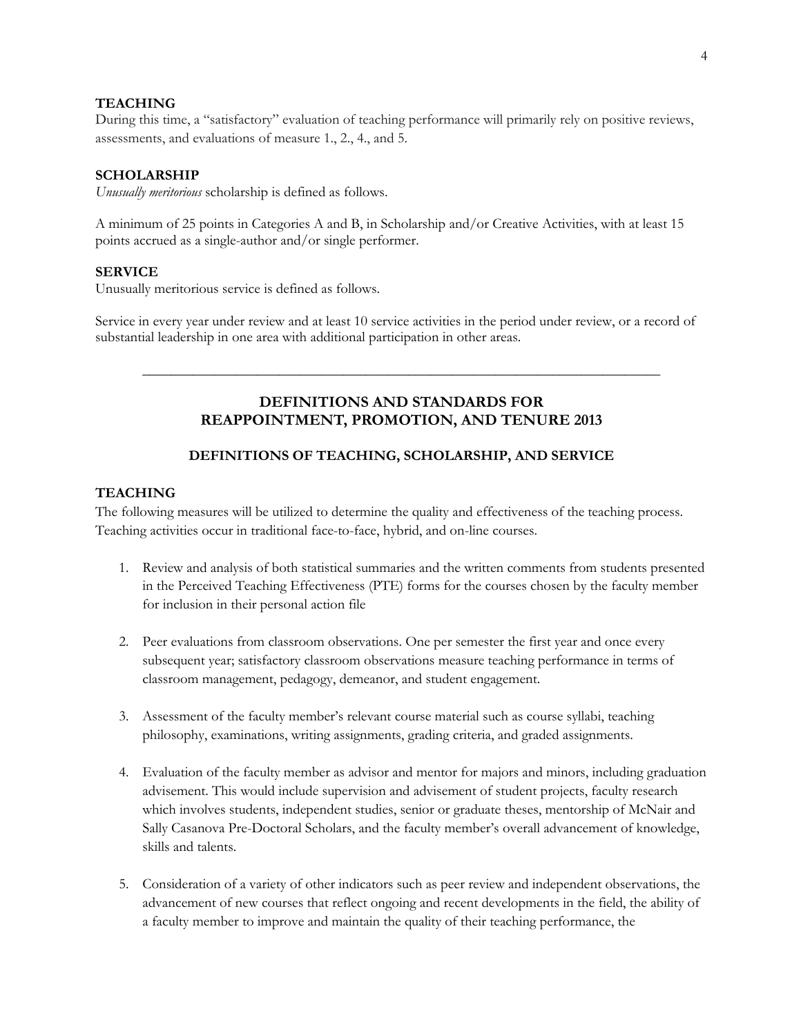### TEACHING

During this time, a "satisfactory" evaluation of teaching performance will primarily rely on positive reviews, assessments, and evaluations of measure 1., 2., 4., and 5.

### SCHOLARSHIP

*Unusually meritorious* scholarship is defined as follows.

A minimum of 25 points in Categories A and B, in Scholarship and/or Creative Activities, with at least 15 points accrued as a single-author and/or single performer.

### SERVICE

Unusually meritorious service is defined as follows.

Service in every year under review and at least 10 service activities in the period under review, or a record of substantial leadership in one area with additional participation in other areas.

---

## DEFINITIONS AND STANDARDS FOR REAPPOINTMENT, PROMOTION, AND TENURE 2013

### DEFINITIONS OF TEACHING, SCHOLARSHIP, AND SERVICE

### TEACHING

The following measures will be utilized to determine the quality and effectiveness of the teaching process. Teaching activities occur in traditional face-to-face, hybrid, and on-line courses.

1. Review and analysis of both statistical summaries and the written comments from students presented in the Perceived Teaching Effectiveness (PTE) forms for the courses chosen by the faculty member for inclusion in their personal action file

2. Peer evaluations from classroom observations. One per semester the first year and once every subsequent year; satisfactory classroom observations measure teaching performance in terms of classroom management, pedagogy, demeanor, and student engagement.

3. Assessment of the faculty member's relevant course material such as course syllabi, teaching philosophy, examinations, writing assignments, grading criteria, and graded assignments.

4. Evaluation of the faculty member as advisor and mentor for majors and minors, including graduation advisement. This would include supervision and advisement of student projects, faculty research which involves students, independent studies, senior or graduate theses, mentorship of McNair and Sally Casanova Pre-Doctoral Scholars, and the faculty member's overall advancement of knowledge, skills and talents.

5. Consideration of a variety of other indicators such as peer review and independent observations, the advancement of new courses that reflect ongoing and recent developments in the field, the ability of a faculty member to improve and maintain the quality of their teaching performance, the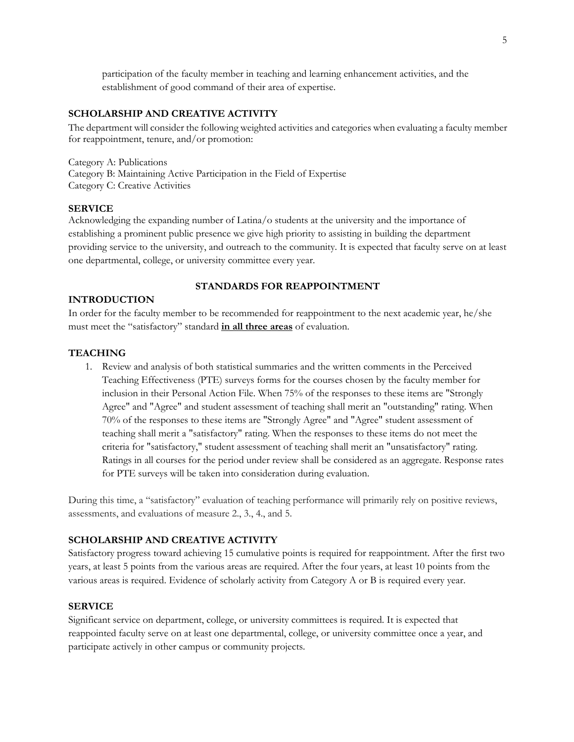participation of the faculty member in teaching and learning enhancement activities, and the establishment of good command of their area of expertise.

## SCHOLARSHIP AND CREATIVE ACTIVITY

The department will consider the following weighted activities and categories when evaluating a faculty member for reappointment, tenure, and/or promotion:

Category A: Publications
Category B: Maintaining Active Participation in the Field of Expertise
Category C: Creative Activities

## SERVICE

Acknowledging the expanding number of Latina/o students at the university and the importance of establishing a prominent public presence we give high priority to assisting in building the department providing service to the university, and outreach to the community. It is expected that faculty serve on at least one departmental, college, or university committee every year.

# STANDARDS FOR REAPPOINTMENT

## INTRODUCTION

In order for the faculty member to be recommended for reappointment to the next academic year, he/she must meet the "satisfactory" standard **<u>in all three areas</u>** of evaluation.

## TEACHING

1. Review and analysis of both statistical summaries and the written comments in the Perceived Teaching Effectiveness (PTE) surveys forms for the courses chosen by the faculty member for inclusion in their Personal Action File. When 75% of the responses to these items are "Strongly Agree" and "Agree" and student assessment of teaching shall merit an "outstanding" rating. When 70% of the responses to these items are "Strongly Agree" and "Agree" student assessment of teaching shall merit a "satisfactory" rating. When the responses to these items do not meet the criteria for "satisfactory," student assessment of teaching shall merit an "unsatisfactory" rating. Ratings in all courses for the period under review shall be considered as an aggregate. Response rates for PTE surveys will be taken into consideration during evaluation.

During this time, a "satisfactory" evaluation of teaching performance will primarily rely on positive reviews, assessments, and evaluations of measure 2., 3., 4., and 5.

## SCHOLARSHIP AND CREATIVE ACTIVITY

Satisfactory progress toward achieving 15 cumulative points is required for reappointment. After the first two years, at least 5 points from the various areas are required. After the four years, at least 10 points from the various areas is required. Evidence of scholarly activity from Category A or B is required every year.

## SERVICE

Significant service on department, college, or university committees is required. It is expected that reappointed faculty serve on at least one departmental, college, or university committee once a year, and participate actively in other campus or community projects.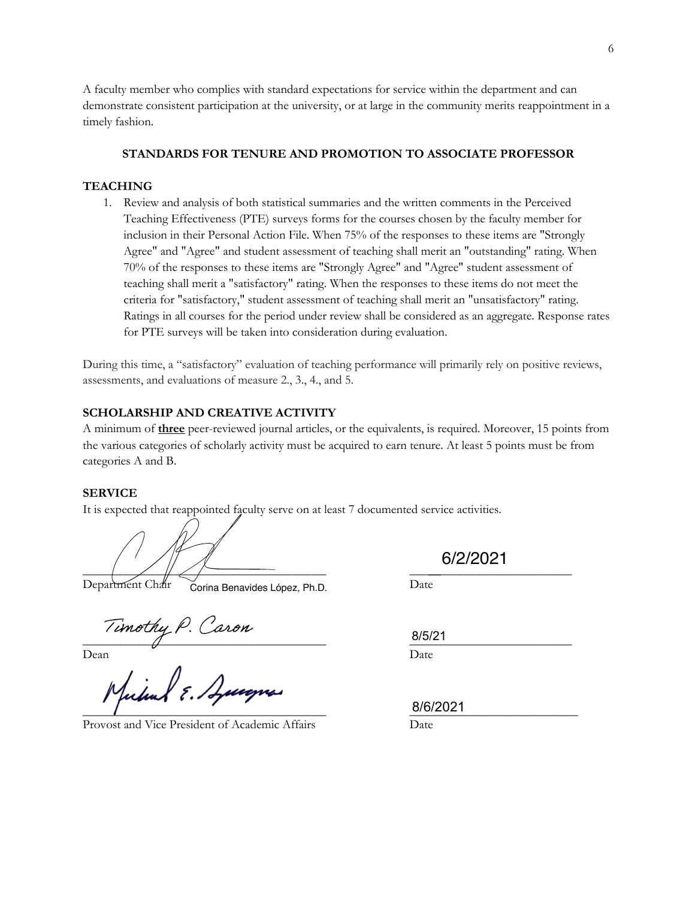A faculty member who complies with standard expectations for service within the department and can demonstrate consistent participation at the university, or at large in the community merits reappointment in a timely fashion.

## STANDARDS FOR TENURE AND PROMOTION TO ASSOCIATE PROFESSOR

### TEACHING

1. Review and analysis of both statistical summaries and the written comments in the Perceived Teaching Effectiveness (PTE) surveys forms for the courses chosen by the faculty member for inclusion in their Personal Action File. When 75% of the responses to these items are "Strongly Agree" and "Agree" and student assessment of teaching shall merit an "outstanding" rating. When 70% of the responses to these items are "Strongly Agree" and "Agree" student assessment of teaching shall merit a "satisfactory" rating. When the responses to these items do not meet the criteria for "satisfactory," student assessment of teaching shall merit an "unsatisfactory" rating. Ratings in all courses for the period under review shall be considered as an aggregate. Response rates for PTE surveys will be taken into consideration during evaluation.

During this time, a "satisfactory" evaluation of teaching performance will primarily rely on positive reviews, assessments, and evaluations of measure 2., 3., 4., and 5.

### SCHOLARSHIP AND CREATIVE ACTIVITY

A minimum of **three** peer-reviewed journal articles, or the equivalents, is required. Moreover, 15 points from the various categories of scholarly activity must be acquired to earn tenure. At least 5 points must be from categories A and B.

### SERVICE

It is expected that reappointed faculty serve on at least 7 documented service activities.

Department Chair Corina Benavides López, Ph.D. — Date 6/2/2021

Timothy P. Caron
Dean — Date 8/5/21

Provost and Vice President of Academic Affairs — Date 8/6/2021